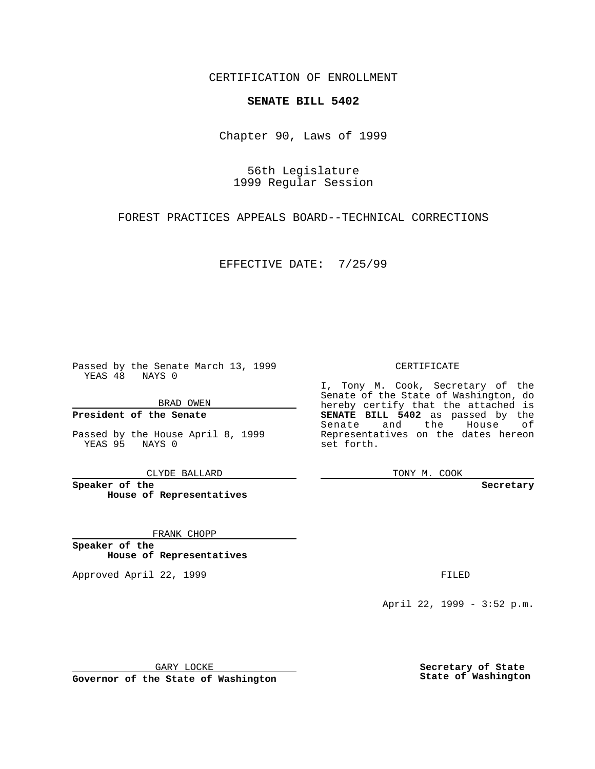CERTIFICATION OF ENROLLMENT

**SENATE BILL 5402**

Chapter 90, Laws of 1999

56th Legislature
1999 Regular Session

FOREST PRACTICES APPEALS BOARD--TECHNICAL CORRECTIONS

EFFECTIVE DATE: 7/25/99

Passed by the Senate March 13, 1999
YEAS 48 NAYS 0

BRAD OWEN

**President of the Senate**

Passed by the House April 8, 1999
YEAS 95 NAYS 0

CLYDE BALLARD

**Speaker of the House of Representatives**

FRANK CHOPP

**Speaker of the House of Representatives**

Approved April 22, 1999

GARY LOCKE

**Governor of the State of Washington**

CERTIFICATE

I, Tony M. Cook, Secretary of the Senate of the State of Washington, do hereby certify that the attached is **SENATE BILL 5402** as passed by the Senate and the House of Representatives on the dates hereon set forth.

TONY M. COOK

**Secretary**

FILED

April 22, 1999 - 3:52 p.m.

**Secretary of State**
**State of Washington**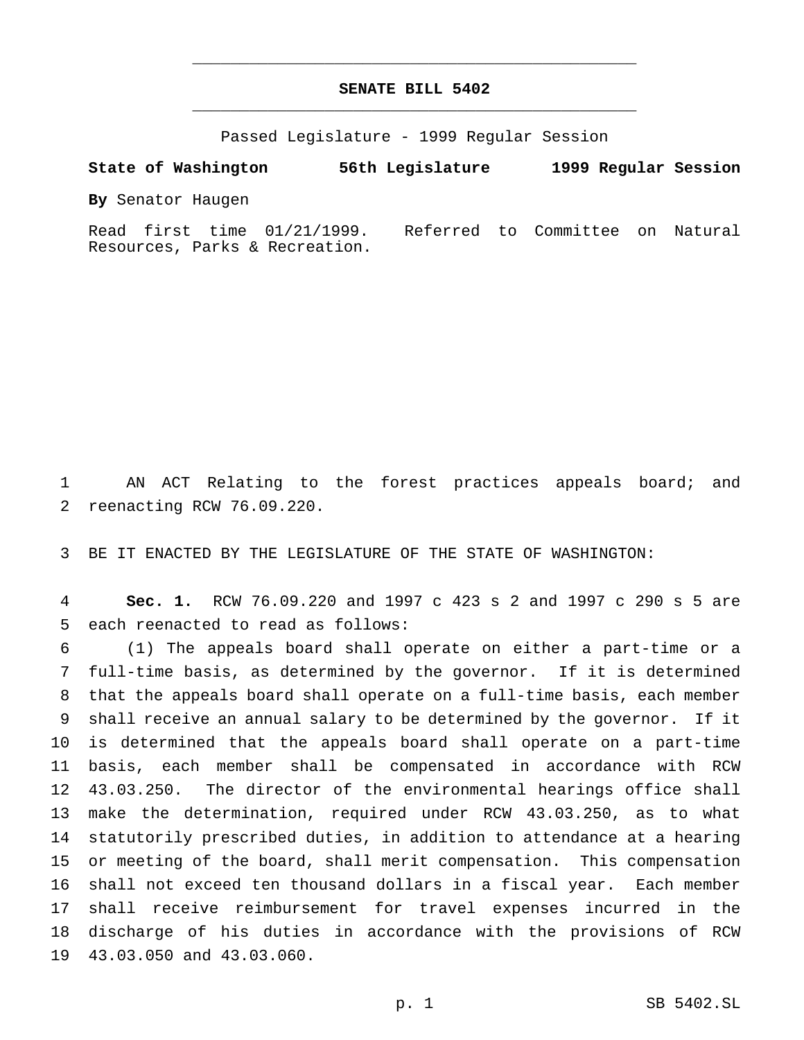# SENATE BILL 5402

Passed Legislature - 1999 Regular Session

**State of Washington 56th Legislature 1999 Regular Session**

**By** Senator Haugen

Read first time 01/21/1999. Referred to Committee on Natural Resources, Parks & Recreation.

AN ACT Relating to the forest practices appeals board; and reenacting RCW 76.09.220.

BE IT ENACTED BY THE LEGISLATURE OF THE STATE OF WASHINGTON:

**Sec. 1.** RCW 76.09.220 and 1997 c 423 s 2 and 1997 c 290 s 5 are each reenacted to read as follows:

(1) The appeals board shall operate on either a part-time or a full-time basis, as determined by the governor. If it is determined that the appeals board shall operate on a full-time basis, each member shall receive an annual salary to be determined by the governor. If it is determined that the appeals board shall operate on a part-time basis, each member shall be compensated in accordance with RCW 43.03.250. The director of the environmental hearings office shall make the determination, required under RCW 43.03.250, as to what statutorily prescribed duties, in addition to attendance at a hearing or meeting of the board, shall merit compensation. This compensation shall not exceed ten thousand dollars in a fiscal year. Each member shall receive reimbursement for travel expenses incurred in the discharge of his duties in accordance with the provisions of RCW 43.03.050 and 43.03.060.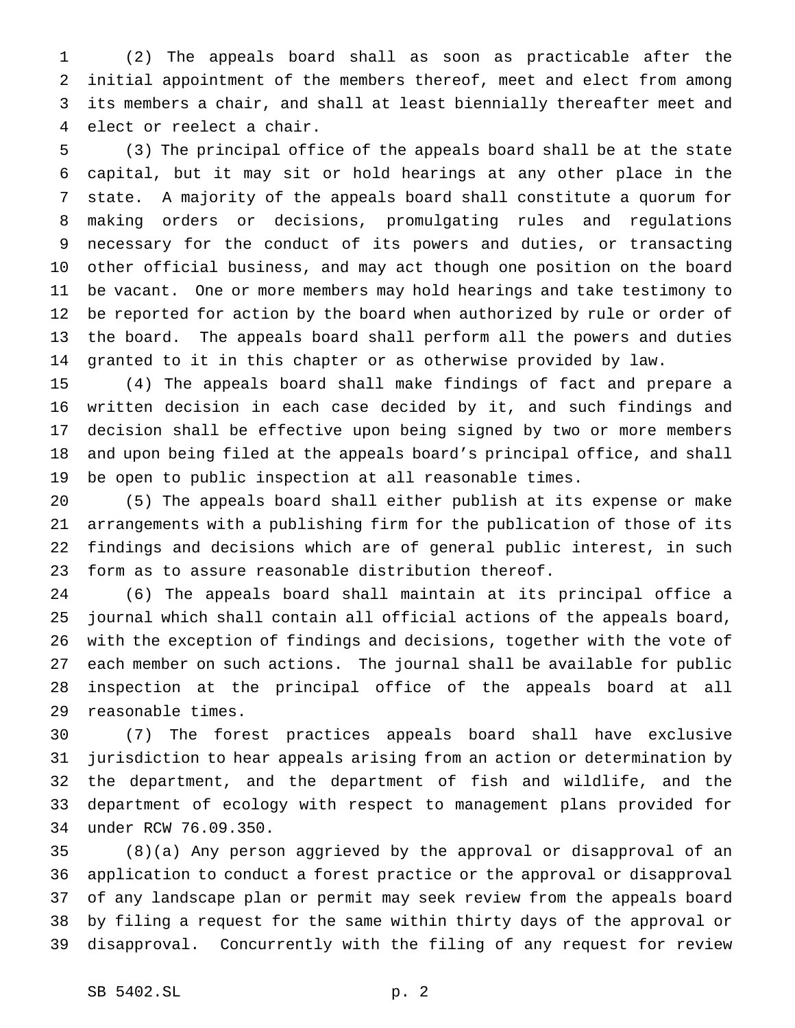(2) The appeals board shall as soon as practicable after the initial appointment of the members thereof, meet and elect from among its members a chair, and shall at least biennially thereafter meet and elect or reelect a chair.

(3) The principal office of the appeals board shall be at the state capital, but it may sit or hold hearings at any other place in the state. A majority of the appeals board shall constitute a quorum for making orders or decisions, promulgating rules and regulations necessary for the conduct of its powers and duties, or transacting other official business, and may act though one position on the board be vacant. One or more members may hold hearings and take testimony to be reported for action by the board when authorized by rule or order of the board. The appeals board shall perform all the powers and duties granted to it in this chapter or as otherwise provided by law.

(4) The appeals board shall make findings of fact and prepare a written decision in each case decided by it, and such findings and decision shall be effective upon being signed by two or more members and upon being filed at the appeals board's principal office, and shall be open to public inspection at all reasonable times.

(5) The appeals board shall either publish at its expense or make arrangements with a publishing firm for the publication of those of its findings and decisions which are of general public interest, in such form as to assure reasonable distribution thereof.

(6) The appeals board shall maintain at its principal office a journal which shall contain all official actions of the appeals board, with the exception of findings and decisions, together with the vote of each member on such actions. The journal shall be available for public inspection at the principal office of the appeals board at all reasonable times.

(7) The forest practices appeals board shall have exclusive jurisdiction to hear appeals arising from an action or determination by the department, and the department of fish and wildlife, and the department of ecology with respect to management plans provided for under RCW 76.09.350.

(8)(a) Any person aggrieved by the approval or disapproval of an application to conduct a forest practice or the approval or disapproval of any landscape plan or permit may seek review from the appeals board by filing a request for the same within thirty days of the approval or disapproval. Concurrently with the filing of any request for review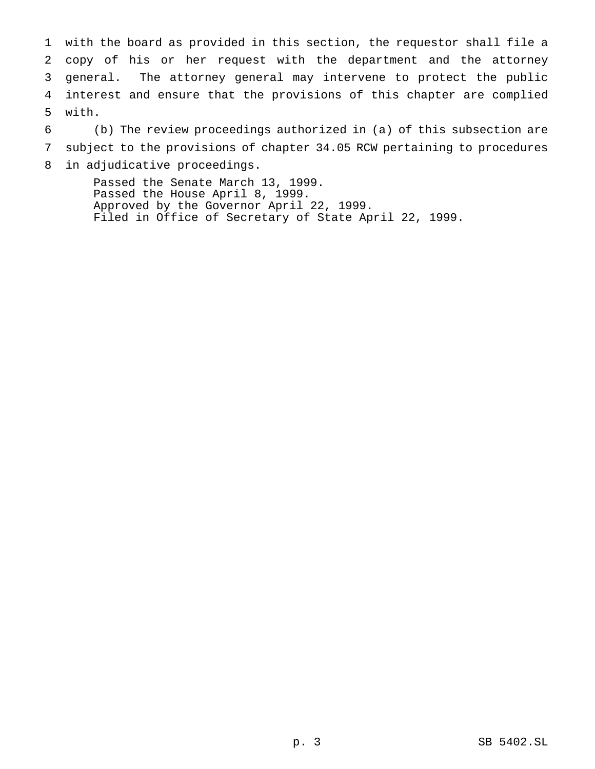with the board as provided in this section, the requestor shall file a copy of his or her request with the department and the attorney general. The attorney general may intervene to protect the public interest and ensure that the provisions of this chapter are complied with.

(b) The review proceedings authorized in (a) of this subsection are subject to the provisions of chapter 34.05 RCW pertaining to procedures in adjudicative proceedings.

Passed the Senate March 13, 1999.
Passed the House April 8, 1999.
Approved by the Governor April 22, 1999.
Filed in Office of Secretary of State April 22, 1999.